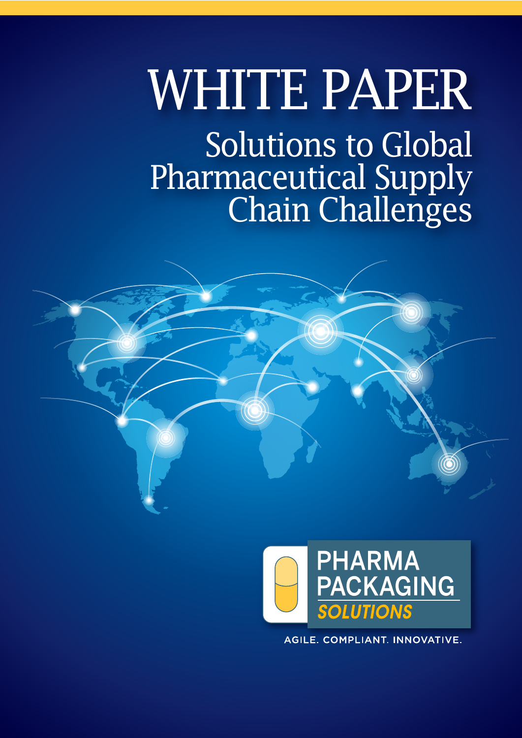# WHITE PAPER

## Solutions to Global Pharmaceutical Supply Chain Challenges

PHARMA PACKAGING *SOLUTIONS*

AGILE. COMPLIANT. INNOVATIVE.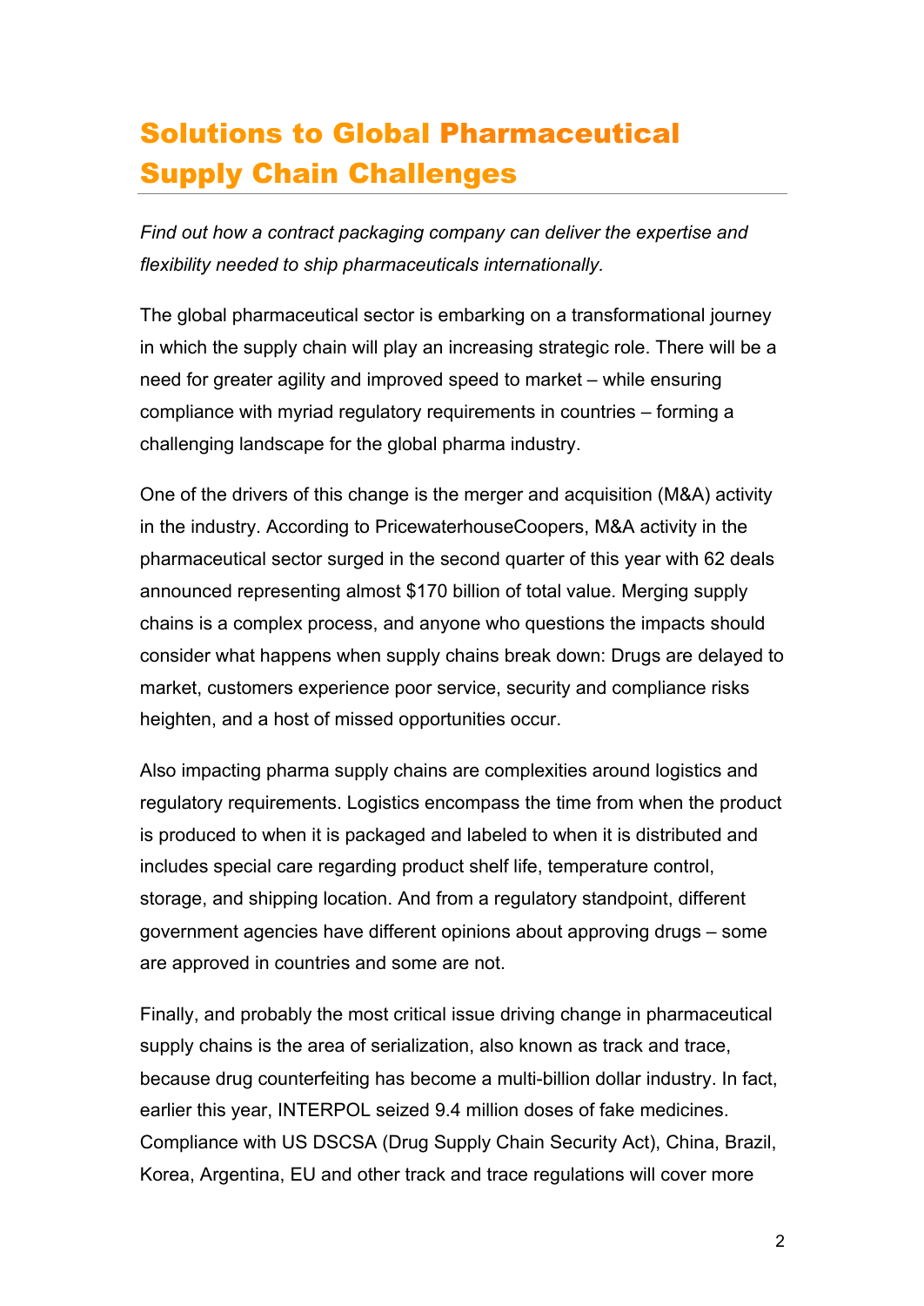# Solutions to Global Pharmaceutical Supply Chain Challenges

*Find out how a contract packaging company can deliver the expertise and flexibility needed to ship pharmaceuticals internationally.*

The global pharmaceutical sector is embarking on a transformational journey in which the supply chain will play an increasing strategic role. There will be a need for greater agility and improved speed to market – while ensuring compliance with myriad regulatory requirements in countries – forming a challenging landscape for the global pharma industry.

One of the drivers of this change is the merger and acquisition (M&A) activity in the industry. According to PricewaterhouseCoopers, M&A activity in the pharmaceutical sector surged in the second quarter of this year with 62 deals announced representing almost $170 billion of total value. Merging supply chains is a complex process, and anyone who questions the impacts should consider what happens when supply chains break down: Drugs are delayed to market, customers experience poor service, security and compliance risks heighten, and a host of missed opportunities occur.

Also impacting pharma supply chains are complexities around logistics and regulatory requirements. Logistics encompass the time from when the product is produced to when it is packaged and labeled to when it is distributed and includes special care regarding product shelf life, temperature control, storage, and shipping location. And from a regulatory standpoint, different government agencies have different opinions about approving drugs – some are approved in countries and some are not.

Finally, and probably the most critical issue driving change in pharmaceutical supply chains is the area of serialization, also known as track and trace, because drug counterfeiting has become a multi-billion dollar industry. In fact, earlier this year, INTERPOL seized 9.4 million doses of fake medicines. Compliance with US DSCSA (Drug Supply Chain Security Act), China, Brazil, Korea, Argentina, EU and other track and trace regulations will cover more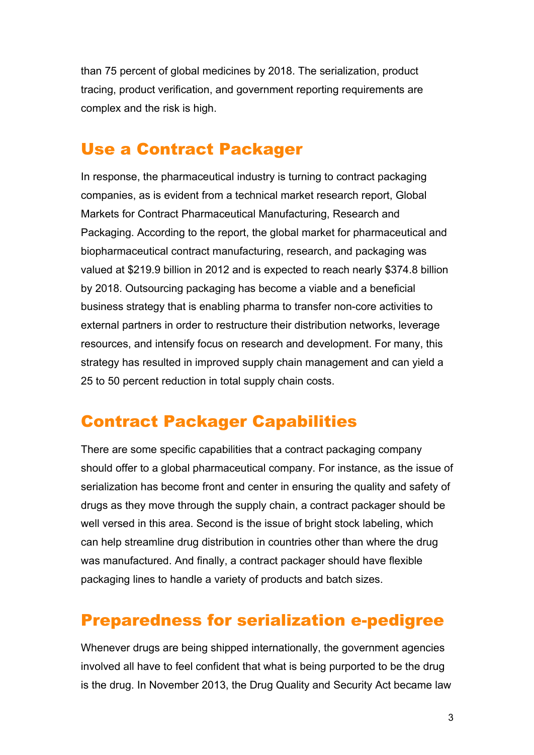than 75 percent of global medicines by 2018. The serialization, product tracing, product verification, and government reporting requirements are complex and the risk is high.

## Use a Contract Packager

In response, the pharmaceutical industry is turning to contract packaging companies, as is evident from a technical market research report, Global Markets for Contract Pharmaceutical Manufacturing, Research and Packaging. According to the report, the global market for pharmaceutical and biopharmaceutical contract manufacturing, research, and packaging was valued at $219.9 billion in 2012 and is expected to reach nearly $374.8 billion by 2018. Outsourcing packaging has become a viable and a beneficial business strategy that is enabling pharma to transfer non-core activities to external partners in order to restructure their distribution networks, leverage resources, and intensify focus on research and development. For many, this strategy has resulted in improved supply chain management and can yield a 25 to 50 percent reduction in total supply chain costs.

## Contract Packager Capabilities

There are some specific capabilities that a contract packaging company should offer to a global pharmaceutical company. For instance, as the issue of serialization has become front and center in ensuring the quality and safety of drugs as they move through the supply chain, a contract packager should be well versed in this area. Second is the issue of bright stock labeling, which can help streamline drug distribution in countries other than where the drug was manufactured. And finally, a contract packager should have flexible packaging lines to handle a variety of products and batch sizes.

## Preparedness for serialization e-pedigree

Whenever drugs are being shipped internationally, the government agencies involved all have to feel confident that what is being purported to be the drug is the drug. In November 2013, the Drug Quality and Security Act became law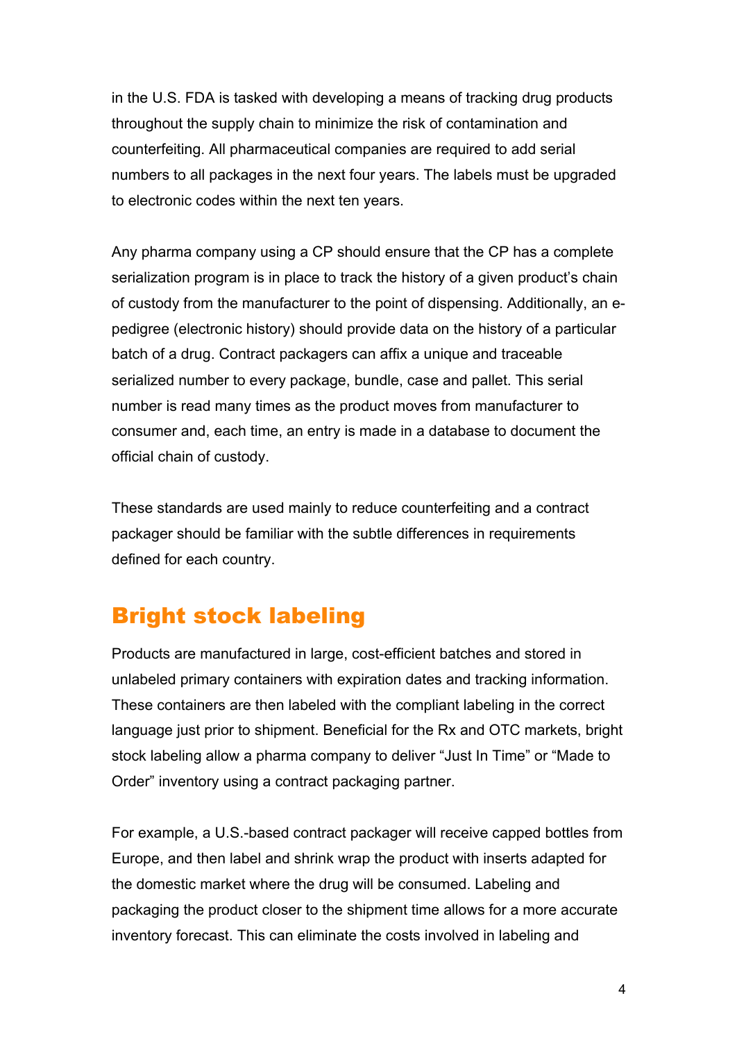in the U.S. FDA is tasked with developing a means of tracking drug products throughout the supply chain to minimize the risk of contamination and counterfeiting. All pharmaceutical companies are required to add serial numbers to all packages in the next four years. The labels must be upgraded to electronic codes within the next ten years.

Any pharma company using a CP should ensure that the CP has a complete serialization program is in place to track the history of a given product's chain of custody from the manufacturer to the point of dispensing. Additionally, an e-pedigree (electronic history) should provide data on the history of a particular batch of a drug. Contract packagers can affix a unique and traceable serialized number to every package, bundle, case and pallet. This serial number is read many times as the product moves from manufacturer to consumer and, each time, an entry is made in a database to document the official chain of custody.

These standards are used mainly to reduce counterfeiting and a contract packager should be familiar with the subtle differences in requirements defined for each country.

## Bright stock labeling

Products are manufactured in large, cost-efficient batches and stored in unlabeled primary containers with expiration dates and tracking information. These containers are then labeled with the compliant labeling in the correct language just prior to shipment. Beneficial for the Rx and OTC markets, bright stock labeling allow a pharma company to deliver "Just In Time" or "Made to Order" inventory using a contract packaging partner.

For example, a U.S.-based contract packager will receive capped bottles from Europe, and then label and shrink wrap the product with inserts adapted for the domestic market where the drug will be consumed. Labeling and packaging the product closer to the shipment time allows for a more accurate inventory forecast. This can eliminate the costs involved in labeling and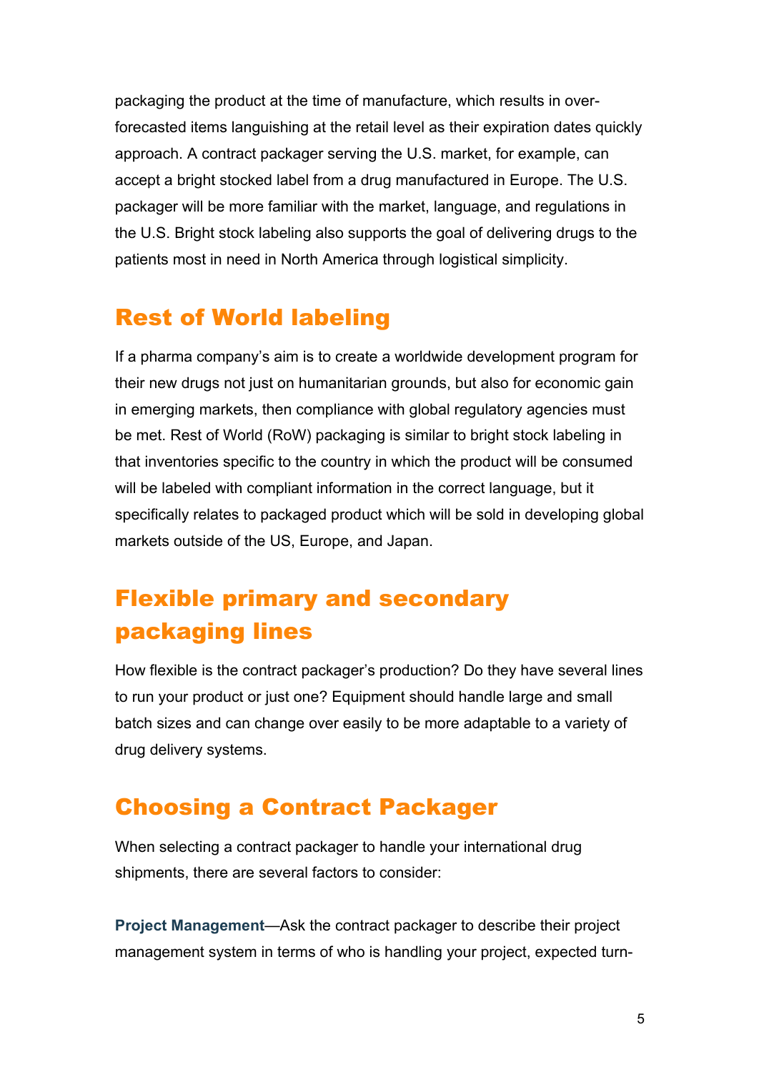packaging the product at the time of manufacture, which results in over-forecasted items languishing at the retail level as their expiration dates quickly approach. A contract packager serving the U.S. market, for example, can accept a bright stocked label from a drug manufactured in Europe. The U.S. packager will be more familiar with the market, language, and regulations in the U.S. Bright stock labeling also supports the goal of delivering drugs to the patients most in need in North America through logistical simplicity.

## Rest of World labeling

If a pharma company's aim is to create a worldwide development program for their new drugs not just on humanitarian grounds, but also for economic gain in emerging markets, then compliance with global regulatory agencies must be met. Rest of World (RoW) packaging is similar to bright stock labeling in that inventories specific to the country in which the product will be consumed will be labeled with compliant information in the correct language, but it specifically relates to packaged product which will be sold in developing global markets outside of the US, Europe, and Japan.

## Flexible primary and secondary packaging lines

How flexible is the contract packager's production? Do they have several lines to run your product or just one? Equipment should handle large and small batch sizes and can change over easily to be more adaptable to a variety of drug delivery systems.

## Choosing a Contract Packager

When selecting a contract packager to handle your international drug shipments, there are several factors to consider:

**Project Management**—Ask the contract packager to describe their project management system in terms of who is handling your project, expected turn-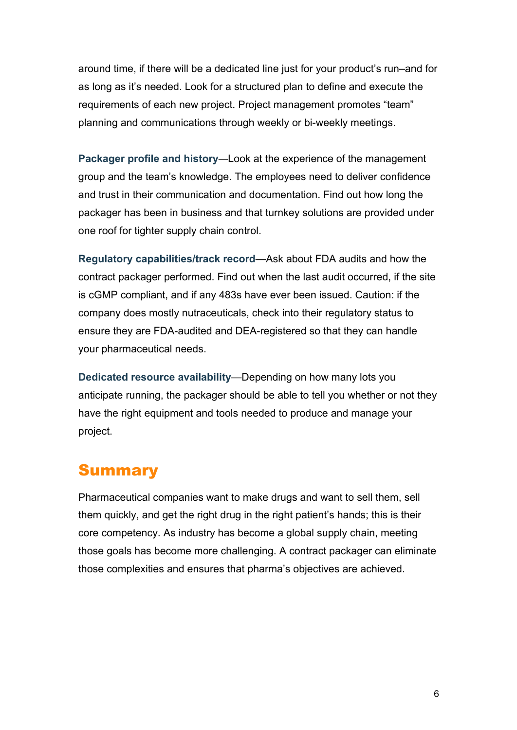around time, if there will be a dedicated line just for your product's run–and for as long as it's needed. Look for a structured plan to define and execute the requirements of each new project. Project management promotes "team" planning and communications through weekly or bi-weekly meetings.

**Packager profile and history**—Look at the experience of the management group and the team's knowledge. The employees need to deliver confidence and trust in their communication and documentation. Find out how long the packager has been in business and that turnkey solutions are provided under one roof for tighter supply chain control.

**Regulatory capabilities/track record**—Ask about FDA audits and how the contract packager performed. Find out when the last audit occurred, if the site is cGMP compliant, and if any 483s have ever been issued. Caution: if the company does mostly nutraceuticals, check into their regulatory status to ensure they are FDA-audited and DEA-registered so that they can handle your pharmaceutical needs.

**Dedicated resource availability**—Depending on how many lots you anticipate running, the packager should be able to tell you whether or not they have the right equipment and tools needed to produce and manage your project.

## Summary

Pharmaceutical companies want to make drugs and want to sell them, sell them quickly, and get the right drug in the right patient's hands; this is their core competency. As industry has become a global supply chain, meeting those goals has become more challenging. A contract packager can eliminate those complexities and ensures that pharma's objectives are achieved.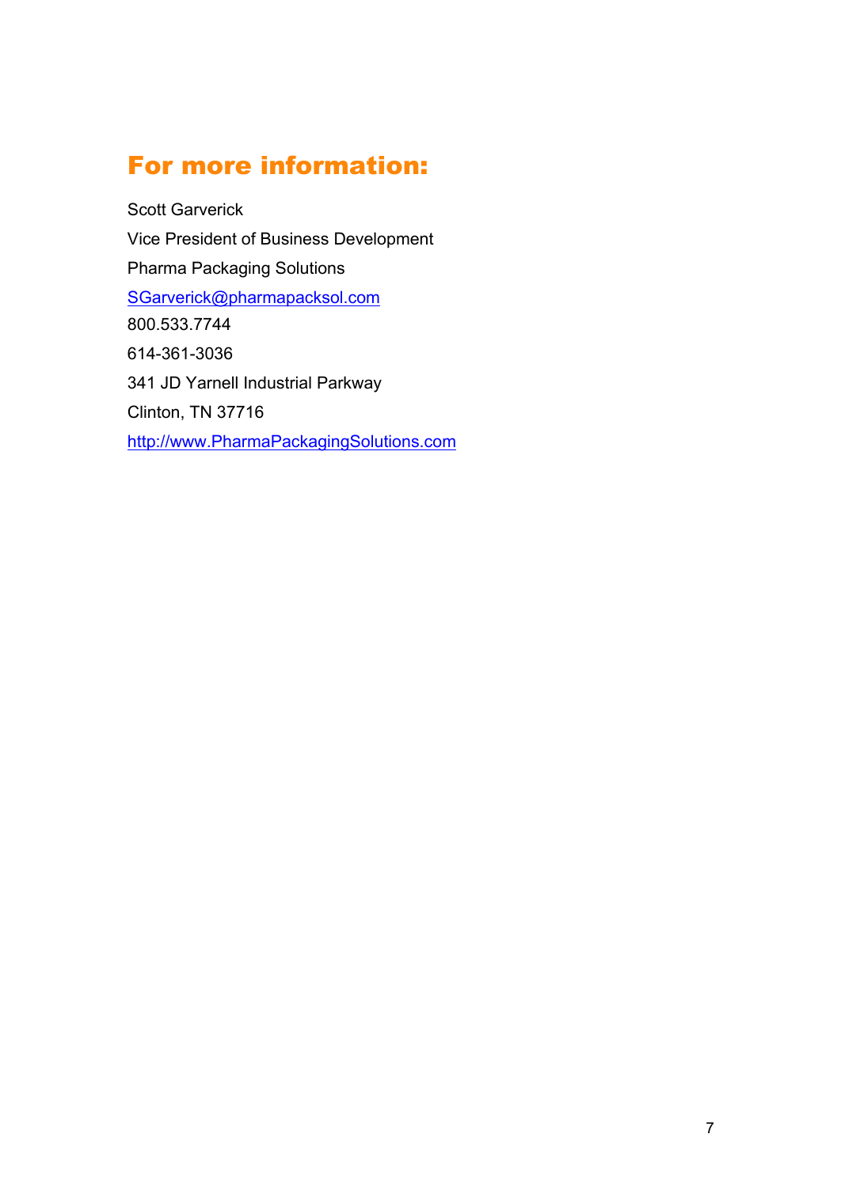## For more information:

Scott Garverick

Vice President of Business Development

Pharma Packaging Solutions

SGarverick@pharmapacksol.com

800.533.7744

614-361-3036

341 JD Yarnell Industrial Parkway

Clinton, TN 37716

http://www.PharmaPackagingSolutions.com